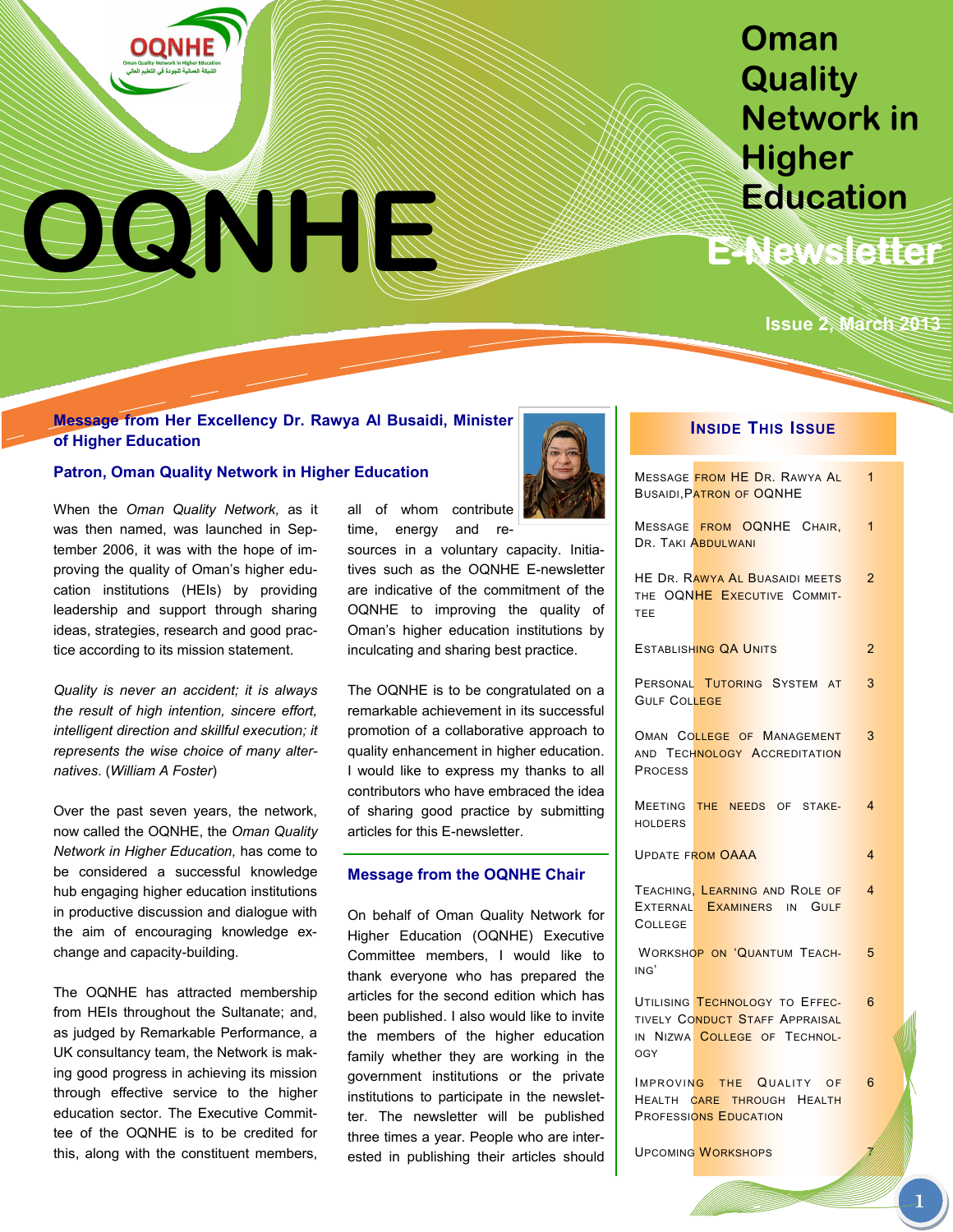# OQNHE

## Oman Quality Network in Higher Education

## E-Newsletter

Issue 2, March 2013

### Message from Her Excellency Dr. Rawya Al Busaidi, Minister of Higher Education

### Patron, Oman Quality Network in Higher Education

When the *Oman Quality Network,* as it was then named, was launched in September 2006, it was with the hope of improving the quality of Oman's higher education institutions (HEIs) by providing leadership and support through sharing ideas, strategies, research and good practice according to its mission statement.

*Quality is never an accident; it is always the result of high intention, sincere effort, intelligent direction and skillful execution; it represents the wise choice of many alternatives.* (*William A Foster*)

Over the past seven years, the network, now called the OQNHE, the *Oman Quality Network in Higher Education,* has come to be considered a successful knowledge hub engaging higher education institutions in productive discussion and dialogue with the aim of encouraging knowledge exchange and capacity-building.

The OQNHE has attracted membership from HEIs throughout the Sultanate; and, as judged by Remarkable Performance, a UK consultancy team, the Network is making good progress in achieving its mission through effective service to the higher education sector. The Executive Committee of the OQNHE is to be credited for this, along with the constituent members, all of whom contribute time, energy and resources in a voluntary capacity. Initiatives such as the OQNHE E-newsletter are indicative of the commitment of the OQNHE to improving the quality of Oman's higher education institutions by inculcating and sharing best practice.

The OQNHE is to be congratulated on a remarkable achievement in its successful promotion of a collaborative approach to quality enhancement in higher education. I would like to express my thanks to all contributors who have embraced the idea of sharing good practice by submitting articles for this E-newsletter.

### Message from the OQNHE Chair

On behalf of Oman Quality Network for Higher Education (OQNHE) Executive Committee members, I would like to thank everyone who has prepared the articles for the second edition which has been published. I also would like to invite the members of the higher education family whether they are working in the government institutions or the private institutions to participate in the newsletter. The newsletter will be published three times a year. People who are interested in publishing their articles should

### Inside This Issue

| | |
|---|---|
| Message from HE Dr. Rawya Al Busaidi, Patron of OQNHE | 1 |
| Message from OQNHE Chair, Dr. Taki Abdulwani | 1 |
| HE Dr. Rawya Al Buasaidi meets the OQNHE Executive Committee | 2 |
| Establishing QA Units | 2 |
| Personal Tutoring System at Gulf College | 3 |
| Oman College of Management and Technology Accreditation Process | 3 |
| Meeting the needs of stakeholders | 4 |
| Update from OAAA | 4 |
| Teaching, Learning and Role of External Examiners in Gulf College | 4 |
| Workshop on 'Quantum Teaching' | 5 |
| Utilising Technology to Effectively Conduct Staff Appraisal in Nizwa College of Technology | 6 |
| Improving the Quality of Health care through Health Professions Education | 6 |
| Upcoming Workshops | 7 |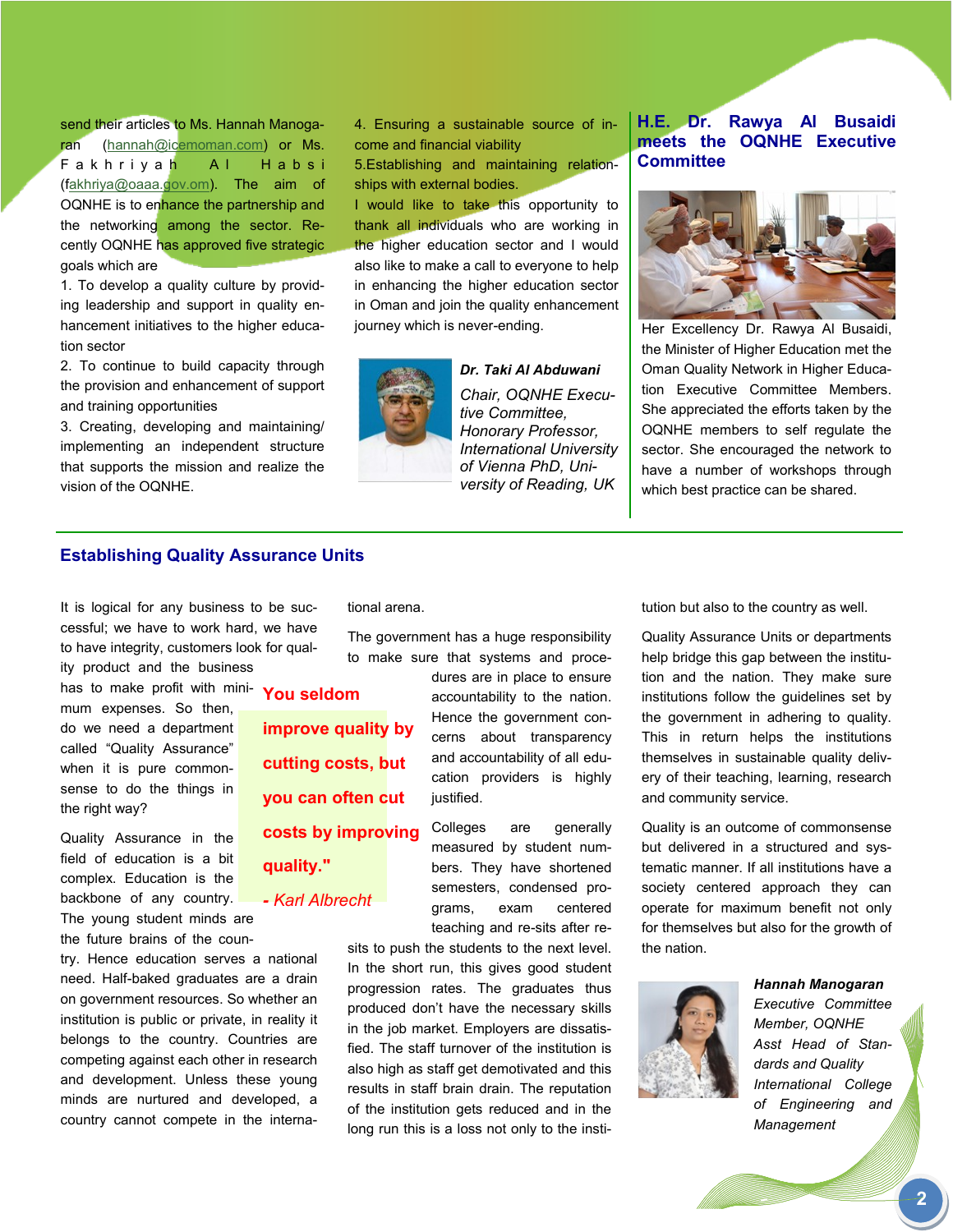send their articles to Ms. Hannah Manogaran (hannah@icemoman.com) or Ms. Fakhriyah Al Habsi (fakhriya@oaaa.gov.om). The aim of OQNHE is to enhance the partnership and the networking among the sector. Recently OQNHE has approved five strategic goals which are

1. To develop a quality culture by providing leadership and support in quality enhancement initiatives to the higher education sector
2. To continue to build capacity through the provision and enhancement of support and training opportunities
3. Creating, developing and maintaining/ implementing an independent structure that supports the mission and realize the vision of the OQNHE.
4. Ensuring a sustainable source of income and financial viability
5. Establishing and maintaining relationships with external bodies.

I would like to take this opportunity to thank all individuals who are working in the higher education sector and I would also like to make a call to everyone to help in enhancing the higher education sector in Oman and join the quality enhancement journey which is never-ending.

***Dr. Taki Al Abduwani***

*Chair, OQNHE Executive Committee,*
*Honorary Professor, International University of Vienna PhD, University of Reading, UK*

## H.E. Dr. Rawya Al Busaidi meets the OQNHE Executive Committee

Her Excellency Dr. Rawya Al Busaidi, the Minister of Higher Education met the Oman Quality Network in Higher Education Executive Committee Members. She appreciated the efforts taken by the OQNHE members to self regulate the sector. She encouraged the network to have a number of workshops through which best practice can be shared.

## Establishing Quality Assurance Units

It is logical for any business to be successful; we have to work hard, we have to have integrity, customers look for quality product and the business has to make profit with minimum expenses. So then, do we need a department called "Quality Assurance" when it is pure commonsense to do the things in the right way?

Quality Assurance in the field of education is a bit complex. Education is the backbone of any country. The young student minds are the future brains of the country. Hence education serves a national need. Half-baked graduates are a drain on government resources. So whether an institution is public or private, in reality it belongs to the country. Countries are competing against each other in research and development. Unless these young minds are nurtured and developed, a country cannot compete in the international arena.

**You seldom improve quality by cutting costs, but you can often cut costs by improving quality."**

*- Karl Albrecht*

The government has a huge responsibility to make sure that systems and procedures are in place to ensure accountability to the nation. Hence the government concerns about transparency and accountability of all education providers is highly justified.

Colleges are generally measured by student numbers. They have shortened semesters, condensed programs, exam centered teaching and re-sits after re-sits to push the students to the next level. In the short run, this gives good student progression rates. The graduates thus produced don't have the necessary skills in the job market. Employers are dissatisfied. The staff turnover of the institution is also high as staff get demotivated and this results in staff brain drain. The reputation of the institution gets reduced and in the long run this is a loss not only to the institution but also to the country as well.

Quality Assurance Units or departments help bridge this gap between the institution and the nation. They make sure institutions follow the guidelines set by the government in adhering to quality. This in return helps the institutions themselves in sustainable quality delivery of their teaching, learning, research and community service.

Quality is an outcome of commonsense but delivered in a structured and systematic manner. If all institutions have a society centered approach they can operate for maximum benefit not only for themselves but also for the growth of the nation.

***Hannah Manogaran***

*Executive Committee Member, OQNHE*
*Asst Head of Standards and Quality*
*International College of Engineering and Management*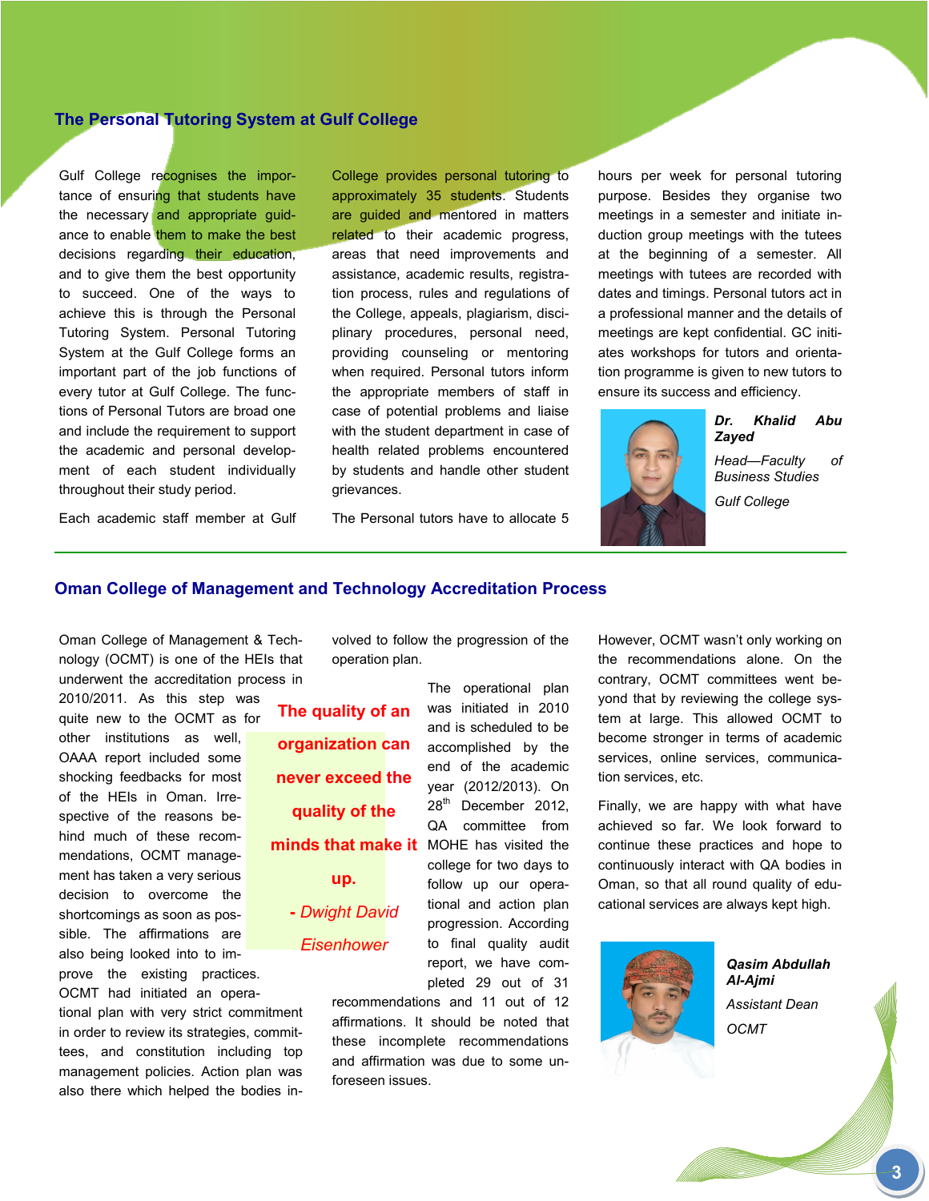## The Personal Tutoring System at Gulf College

Gulf College recognises the importance of ensuring that students have the necessary and appropriate guidance to enable them to make the best decisions regarding their education, and to give them the best opportunity to succeed. One of the ways to achieve this is through the Personal Tutoring System. Personal Tutoring System at the Gulf College forms an important part of the job functions of every tutor at Gulf College. The functions of Personal Tutors are broad one and include the requirement to support the academic and personal development of each student individually throughout their study period.

Each academic staff member at Gulf College provides personal tutoring to approximately 35 students. Students are guided and mentored in matters related to their academic progress, areas that need improvements and assistance, academic results, registration process, rules and regulations of the College, appeals, plagiarism, disciplinary procedures, personal need, providing counseling or mentoring when required. Personal tutors inform the appropriate members of staff in case of potential problems and liaise with the student department in case of health related problems encountered by students and handle other student grievances.

The Personal tutors have to allocate 5 hours per week for personal tutoring purpose. Besides they organise two meetings in a semester and initiate induction group meetings with the tutees at the beginning of a semester. All meetings with tutees are recorded with dates and timings. Personal tutors act in a professional manner and the details of meetings are kept confidential. GC initiates workshops for tutors and orientation programme is given to new tutors to ensure its success and efficiency.

***Dr. Khalid Abu Zayed***

*Head—Faculty of Business Studies*

*Gulf College*

## Oman College of Management and Technology Accreditation Process

Oman College of Management & Technology (OCMT) is one of the HEIs that underwent the accreditation process in 2010/2011. As this step was quite new to the OCMT as for other institutions as well, OAAA report included some shocking feedbacks for most of the HEIs in Oman. Irrespective of the reasons behind much of these recommendations, OCMT management has taken a very serious decision to overcome the shortcomings as soon as possible. The affirmations are also being looked into to improve the existing practices. OCMT had initiated an operational plan with very strict commitment in order to review its strategies, committees, and constitution including top management policies. Action plan was also there which helped the bodies involved to follow the progression of the operation plan.

> **The quality of an organization can never exceed the quality of the minds that make it up.**
>
> *- Dwight David Eisenhower*

The operational plan was initiated in 2010 and is scheduled to be accomplished by the end of the academic year (2012/2013). On 28th December 2012, QA committee from MOHE has visited the college for two days to follow up our operational and action plan progression. According to final quality audit report, we have completed 29 out of 31 recommendations and 11 out of 12 affirmations. It should be noted that these incomplete recommendations and affirmation was due to some unforeseen issues.

However, OCMT wasn't only working on the recommendations alone. On the contrary, OCMT committees went beyond that by reviewing the college system at large. This allowed OCMT to become stronger in terms of academic services, online services, communication services, etc.

Finally, we are happy with what have achieved so far. We look forward to continue these practices and hope to continuously interact with QA bodies in Oman, so that all round quality of educational services are always kept high.

***Qasim Abdullah Al-Ajmi***

*Assistant Dean*

*OCMT*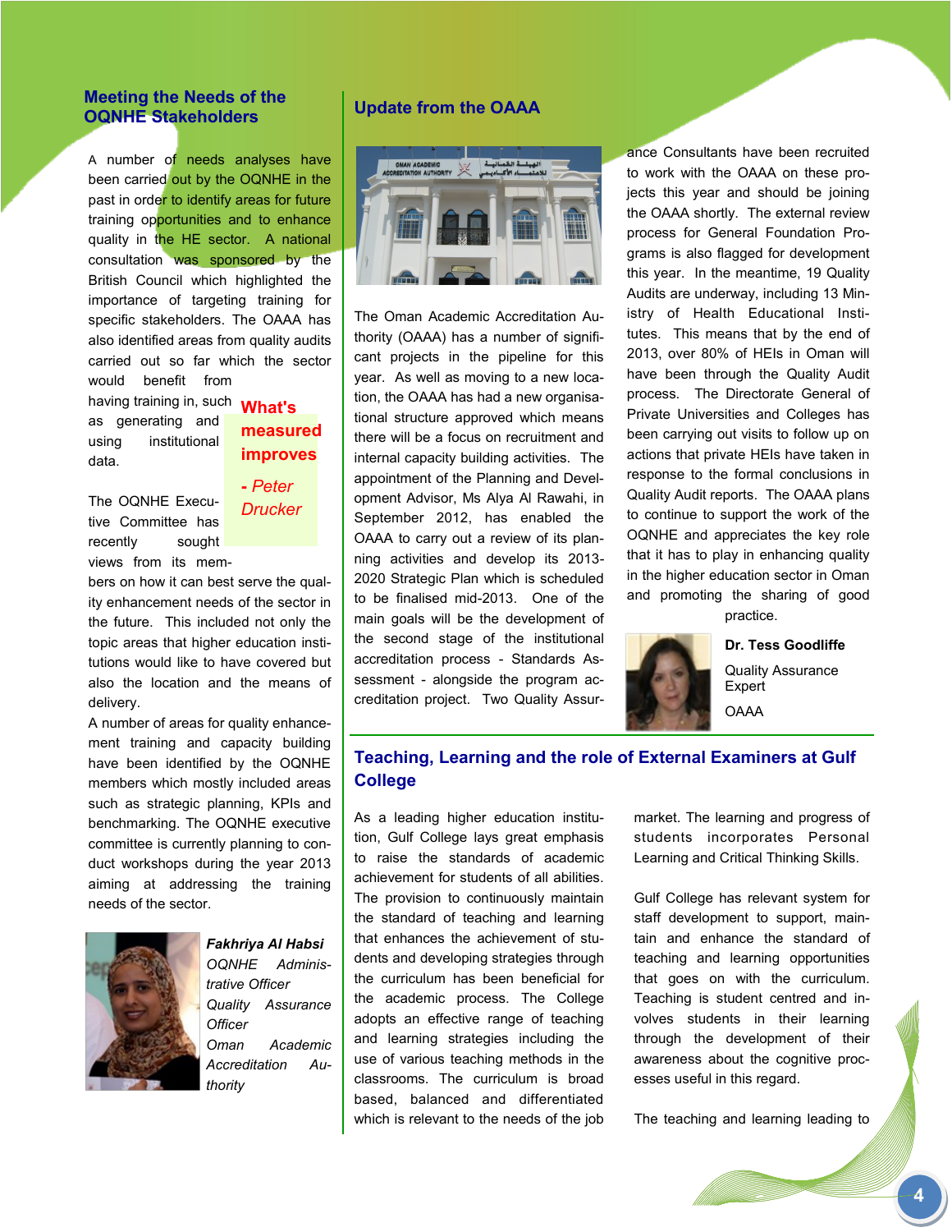## Meeting the Needs of the OQNHE Stakeholders

A number of needs analyses have been carried out by the OQNHE in the past in order to identify areas for future training opportunities and to enhance quality in the HE sector. A national consultation was sponsored by the British Council which highlighted the importance of targeting training for specific stakeholders. The OAAA has also identified areas from quality audits carried out so far which the sector would benefit from having training in, such as generating and using institutional data.

> **What's measured improves**
>
> *- Peter Drucker*

The OQNHE Executive Committee has recently sought views from its members on how it can best serve the quality enhancement needs of the sector in the future. This included not only the topic areas that higher education institutions would like to have covered but also the location and the means of delivery.

A number of areas for quality enhancement training and capacity building have been identified by the OQNHE members which mostly included areas such as strategic planning, KPIs and benchmarking. The OQNHE executive committee is currently planning to conduct workshops during the year 2013 aiming at addressing the training needs of the sector.

***Fakhriya Al Habsi***
*OQNHE Administrative Officer*
*Quality Assurance Officer*
*Oman Academic Accreditation Authority*

## Update from the OAAA

The Oman Academic Accreditation Authority (OAAA) has a number of significant projects in the pipeline for this year. As well as moving to a new location, the OAAA has had a new organisational structure approved which means there will be a focus on recruitment and internal capacity building activities. The appointment of the Planning and Development Advisor, Ms Alya Al Rawahi, in September 2012, has enabled the OAAA to carry out a review of its planning activities and develop its 2013-2020 Strategic Plan which is scheduled to be finalised mid-2013. One of the main goals will be the development of the second stage of the institutional accreditation process - Standards Assessment - alongside the program accreditation project. Two Quality Assurance Consultants have been recruited to work with the OAAA on these projects this year and should be joining the OAAA shortly. The external review process for General Foundation Programs is also flagged for development this year. In the meantime, 19 Quality Audits are underway, including 13 Ministry of Health Educational Institutes. This means that by the end of 2013, over 80% of HEIs in Oman will have been through the Quality Audit process. The Directorate General of Private Universities and Colleges has been carrying out visits to follow up on actions that private HEIs have taken in response to the formal conclusions in Quality Audit reports. The OAAA plans to continue to support the work of the OQNHE and appreciates the key role that it has to play in enhancing quality in the higher education sector in Oman and promoting the sharing of good practice.

**Dr. Tess Goodliffe**
Quality Assurance Expert
OAAA

## Teaching, Learning and the role of External Examiners at Gulf College

As a leading higher education institution, Gulf College lays great emphasis to raise the standards of academic achievement for students of all abilities. The provision to continuously maintain the standard of teaching and learning that enhances the achievement of students and developing strategies through the curriculum has been beneficial for the academic process. The College adopts an effective range of teaching and learning strategies including the use of various teaching methods in the classrooms. The curriculum is broad based, balanced and differentiated which is relevant to the needs of the job market. The learning and progress of students incorporates Personal Learning and Critical Thinking Skills.

Gulf College has relevant system for staff development to support, maintain and enhance the standard of teaching and learning opportunities that goes on with the curriculum. Teaching is student centred and involves students in their learning through the development of their awareness about the cognitive processes useful in this regard.

The teaching and learning leading to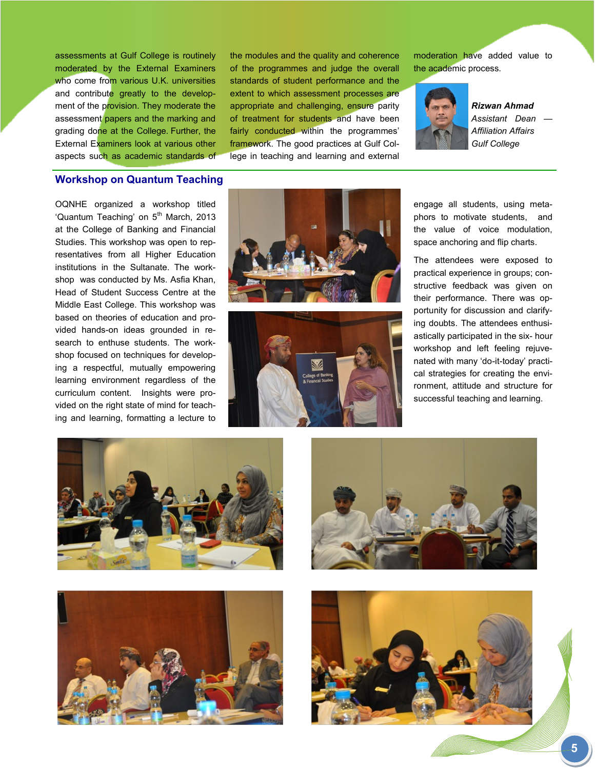assessments at Gulf College is routinely moderated by the External Examiners who come from various U.K. universities and contribute greatly to the development of the provision. They moderate the assessment papers and the marking and grading done at the College. Further, the External Examiners look at various other aspects such as academic standards of the modules and the quality and coherence of the programmes and judge the overall standards of student performance and the extent to which assessment processes are appropriate and challenging, ensure parity of treatment for students and have been fairly conducted within the programmes' framework. The good practices at Gulf College in teaching and learning and external moderation have added value to the academic process.

***Rizwan Ahmad***
*Assistant Dean — Affiliation Affairs*
*Gulf College*

## Workshop on Quantum Teaching

OQNHE organized a workshop titled 'Quantum Teaching' on 5th March, 2013 at the College of Banking and Financial Studies. This workshop was open to representatives from all Higher Education institutions in the Sultanate. The workshop was conducted by Ms. Asfia Khan, Head of Student Success Centre at the Middle East College. This workshop was based on theories of education and provided hands-on ideas grounded in research to enthuse students. The workshop focused on techniques for developing a respectful, mutually empowering learning environment regardless of the curriculum content. Insights were provided on the right state of mind for teaching and learning, formatting a lecture to engage all students, using metaphors to motivate students, and the value of voice modulation, space anchoring and flip charts.

The attendees were exposed to practical experience in groups; constructive feedback was given on their performance. There was opportunity for discussion and clarifying doubts. The attendees enthusiastically participated in the six- hour workshop and left feeling rejuvenated with many 'do-it-today' practical strategies for creating the environment, attitude and structure for successful teaching and learning.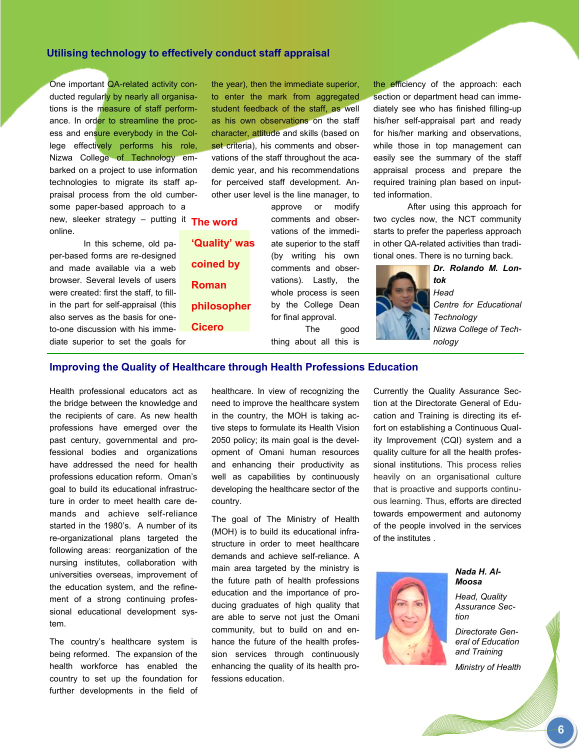## Utilising technology to effectively conduct staff appraisal

One important QA-related activity conducted regularly by nearly all organisations is the measure of staff performance. In order to streamline the process and ensure everybody in the College effectively performs his role, Nizwa College of Technology embarked on a project to use information technologies to migrate its staff appraisal process from the old cumbersome paper-based approach to a new, sleeker strategy – putting it online.

In this scheme, old paper-based forms are re-designed and made available via a web browser. Several levels of users were created: first the staff, to fill-in the part for self-appraisal (this also serves as the basis for one-to-one discussion with his immediate superior to set the goals for the year), then the immediate superior, to enter the mark from aggregated student feedback of the staff, as well as his own observations on the staff character, attitude and skills (based on set criteria), his comments and observations of the staff throughout the academic year, and his recommendations for perceived staff development. Another user level is the line manager, to approve or modify comments and observations of the immediate superior to the staff (by writing his own comments and observations). Lastly, the whole process is seen by the College Dean for final approval.

**The word 'Quality' was coined by Roman philosopher Cicero**

The good thing about all this is the efficiency of the approach: each section or department head can immediately see who has finished filling-up his/her self-appraisal part and ready for his/her marking and observations, while those in top management can easily see the summary of the staff appraisal process and prepare the required training plan based on inputted information.

After using this approach for two cycles now, the NCT community starts to prefer the paperless approach in other QA-related activities than traditional ones. There is no turning back.

***Dr. Rolando M. Lontok***  
*Head*  
*Centre for Educational Technology*  
*Nizwa College of Technology*

## Improving the Quality of Healthcare through Health Professions Education

Health professional educators act as the bridge between the knowledge and the recipients of care. As new health professions have emerged over the past century, governmental and professional bodies and organizations have addressed the need for health professions education reform. Oman's goal to build its educational infrastructure in order to meet health care demands and achieve self-reliance started in the 1980's. A number of its re-organizational plans targeted the following areas: reorganization of the nursing institutes, collaboration with universities overseas, improvement of the education system, and the refinement of a strong continuing professional educational development system.

The country's healthcare system is being reformed. The expansion of the health workforce has enabled the country to set up the foundation for further developments in the field of healthcare. In view of recognizing the need to improve the healthcare system in the country, the MOH is taking active steps to formulate its Health Vision 2050 policy; its main goal is the development of Omani human resources and enhancing their productivity as well as capabilities by continuously developing the healthcare sector of the country.

The goal of The Ministry of Health (MOH) is to build its educational infrastructure in order to meet healthcare demands and achieve self-reliance. A main area targeted by the ministry is the future path of health professions education and the importance of producing graduates of high quality that are able to serve not just the Omani community, but to build on and enhance the future of the health profession services through continuously enhancing the quality of its health professions education.

Currently the Quality Assurance Section at the Directorate General of Education and Training is directing its effort on establishing a Continuous Quality Improvement (CQI) system and a quality culture for all the health professional institutions. This process relies heavily on an organisational culture that is proactive and supports continuous learning. Thus, efforts are directed towards empowerment and autonomy of the people involved in the services of the institutes .

***Nada H. Al-Moosa***

*Head, Quality Assurance Section*

*Directorate General of Education and Training*

*Ministry of Health*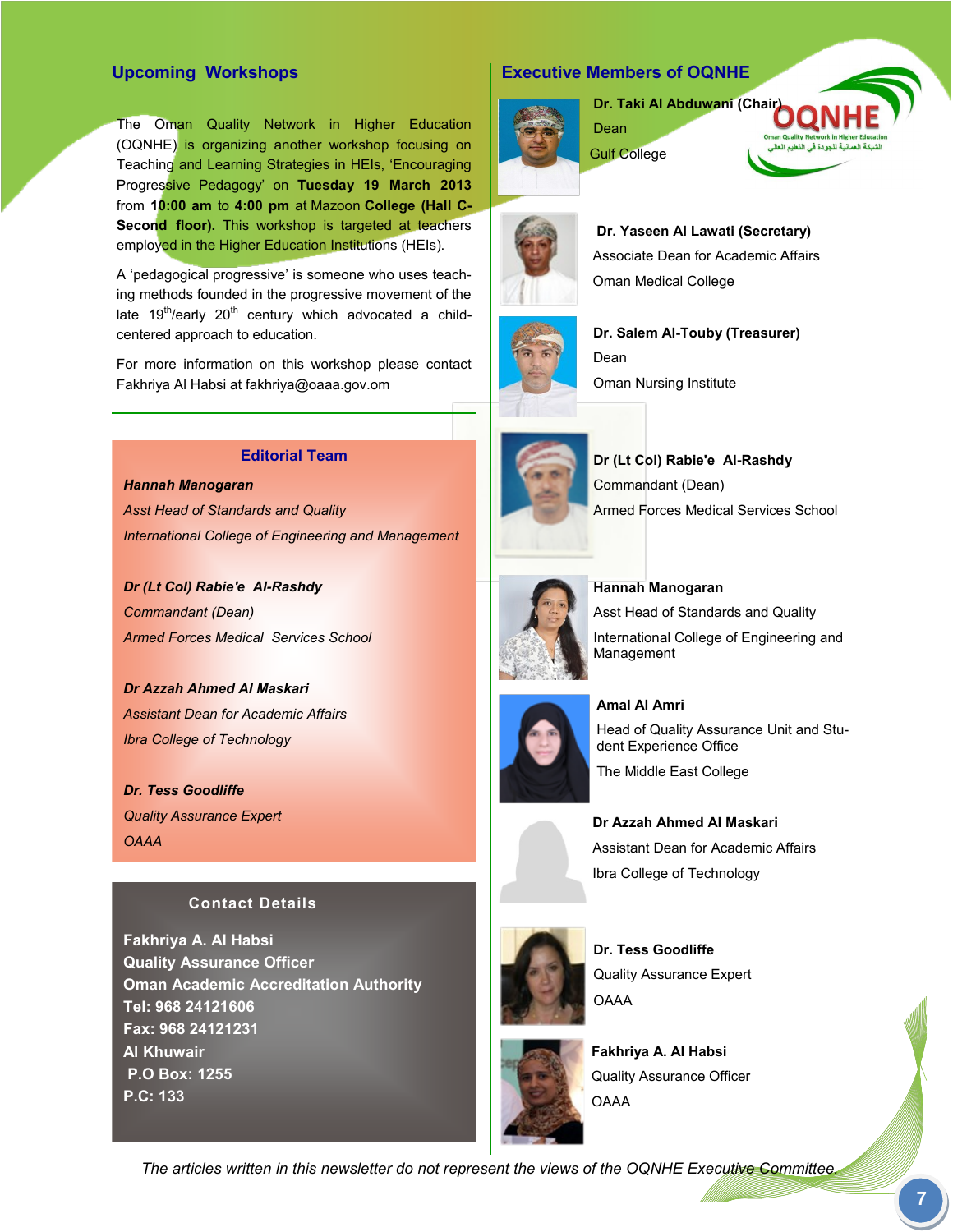## Upcoming Workshops

The Oman Quality Network in Higher Education (OQNHE) is organizing another workshop focusing on Teaching and Learning Strategies in HEIs, 'Encouraging Progressive Pedagogy' on **Tuesday 19 March 2013** from **10:00 am** to **4:00 pm** at Mazoon **College (Hall C-Second floor).** This workshop is targeted at teachers employed in the Higher Education Institutions (HEIs).

A 'pedagogical progressive' is someone who uses teaching methods founded in the progressive movement of the late 19th/early 20th century which advocated a child-centered approach to education.

For more information on this workshop please contact Fakhriya Al Habsi at fakhriya@oaaa.gov.om

### Editorial Team

***Hannah Manogaran***
*Asst Head of Standards and Quality*
*International College of Engineering and Management*

***Dr (Lt Col) Rabie'e Al-Rashdy***
*Commandant (Dean)*
*Armed Forces Medical Services School*

***Dr Azzah Ahmed Al Maskari***
*Assistant Dean for Academic Affairs*
*Ibra College of Technology*

***Dr. Tess Goodliffe***
*Quality Assurance Expert*
*OAAA*

### Contact Details

**Fakhriya A. Al Habsi**
**Quality Assurance Officer**
**Oman Academic Accreditation Authority**
**Tel: 968 24121606**
**Fax: 968 24121231**
**Al Khuwair**
**P.O Box: 1255**
**P.C: 133**

## Executive Members of OQNHE

OQNHE
Oman Quality Network in Higher Education
الشبكة العمانية للجودة في التعليم العالي

**Dr. Taki Al Abduwani (Chair)**
Dean
Gulf College

**Dr. Yaseen Al Lawati (Secretary)**
Associate Dean for Academic Affairs
Oman Medical College

**Dr. Salem Al-Touby (Treasurer)**
Dean
Oman Nursing Institute

**Dr (Lt Col) Rabie'e Al-Rashdy**
Commandant (Dean)
Armed Forces Medical Services School

**Hannah Manogaran**
Asst Head of Standards and Quality
International College of Engineering and Management

**Amal Al Amri**
Head of Quality Assurance Unit and Student Experience Office
The Middle East College

**Dr Azzah Ahmed Al Maskari**
Assistant Dean for Academic Affairs
Ibra College of Technology

**Dr. Tess Goodliffe**
Quality Assurance Expert
OAAA

**Fakhriya A. Al Habsi**
Quality Assurance Officer
OAAA

*The articles written in this newsletter do not represent the views of the OQNHE Executive Committee.*